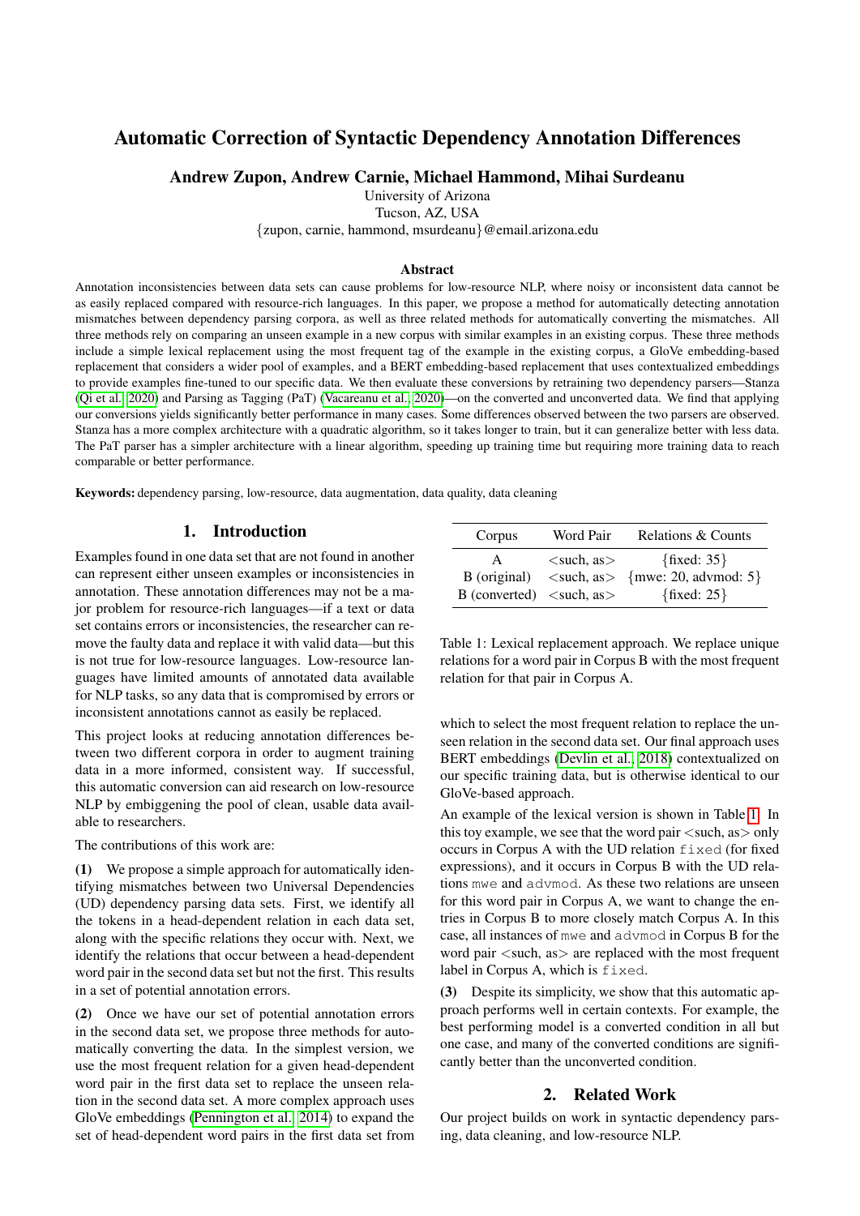# Automatic Correction of Syntactic Dependency Annotation Differences

**Andrew Zupon, Andrew Carnie, Michael Hammond, Mihai Surdeanu**

University of Arizona
Tucson, AZ, USA
{zupon, carnie, hammond, msurdeanu}@email.arizona.edu

### Abstract

Annotation inconsistencies between data sets can cause problems for low-resource NLP, where noisy or inconsistent data cannot be as easily replaced compared with resource-rich languages. In this paper, we propose a method for automatically detecting annotation mismatches between dependency parsing corpora, as well as three related methods for automatically converting the mismatches. All three methods rely on comparing an unseen example in a new corpus with similar examples in an existing corpus. These three methods include a simple lexical replacement using the most frequent tag of the example in the existing corpus, a GloVe embedding-based replacement that considers a wider pool of examples, and a BERT embedding-based replacement that uses contextualized embeddings to provide examples fine-tuned to our specific data. We then evaluate these conversions by retraining two dependency parsers—Stanza (Qi et al., 2020) and Parsing as Tagging (PaT) (Vacareanu et al., 2020)—on the converted and unconverted data. We find that applying our conversions yields significantly better performance in many cases. Some differences observed between the two parsers are observed. Stanza has a more complex architecture with a quadratic algorithm, so it takes longer to train, but it can generalize better with less data. The PaT parser has a simpler architecture with a linear algorithm, speeding up training time but requiring more training data to reach comparable or better performance.

**Keywords:** dependency parsing, low-resource, data augmentation, data quality, data cleaning

## 1. Introduction

Examples found in one data set that are not found in another can represent either unseen examples or inconsistencies in annotation. These annotation differences may not be a major problem for resource-rich languages—if a text or data set contains errors or inconsistencies, the researcher can remove the faulty data and replace it with valid data—but this is not true for low-resource languages. Low-resource languages have limited amounts of annotated data available for NLP tasks, so any data that is compromised by errors or inconsistent annotations cannot as easily be replaced.

This project looks at reducing annotation differences between two different corpora in order to augment training data in a more informed, consistent way. If successful, this automatic conversion can aid research on low-resource NLP by embiggening the pool of clean, usable data available to researchers.

The contributions of this work are:

**(1)** We propose a simple approach for automatically identifying mismatches between two Universal Dependencies (UD) dependency parsing data sets. First, we identify all the tokens in a head-dependent relation in each data set, along with the specific relations they occur with. Next, we identify the relations that occur between a head-dependent word pair in the second data set but not the first. This results in a set of potential annotation errors.

**(2)** Once we have our set of potential annotation errors in the second data set, we propose three methods for automatically converting the data. In the simplest version, we use the most frequent relation for a given head-dependent word pair in the first data set to replace the unseen relation in the second data set. A more complex approach uses GloVe embeddings (Pennington et al., 2014) to expand the set of head-dependent word pairs in the first data set from which to select the most frequent relation to replace the unseen relation in the second data set. Our final approach uses BERT embeddings (Devlin et al., 2018) contextualized on our specific training data, but is otherwise identical to our GloVe-based approach.

| Corpus | Word Pair | Relations & Counts |
|---|---|---|
| A | <such, as> | {fixed: 35} |
| B (original) | <such, as> | {mwe: 20, advmod: 5} |
| B (converted) | <such, as> | {fixed: 25} |

Table 1: Lexical replacement approach. We replace unique relations for a word pair in Corpus B with the most frequent relation for that pair in Corpus A.

An example of the lexical version is shown in Table 1. In this toy example, we see that the word pair <such, as> only occurs in Corpus A with the UD relation `fixed` (for fixed expressions), and it occurs in Corpus B with the UD relations `mwe` and `advmod`. As these two relations are unseen for this word pair in Corpus A, we want to change the entries in Corpus B to more closely match Corpus A. In this case, all instances of `mwe` and `advmod` in Corpus B for the word pair <such, as> are replaced with the most frequent label in Corpus A, which is `fixed`.

**(3)** Despite its simplicity, we show that this automatic approach performs well in certain contexts. For example, the best performing model is a converted condition in all but one case, and many of the converted conditions are significantly better than the unconverted condition.

## 2. Related Work

Our project builds on work in syntactic dependency parsing, data cleaning, and low-resource NLP.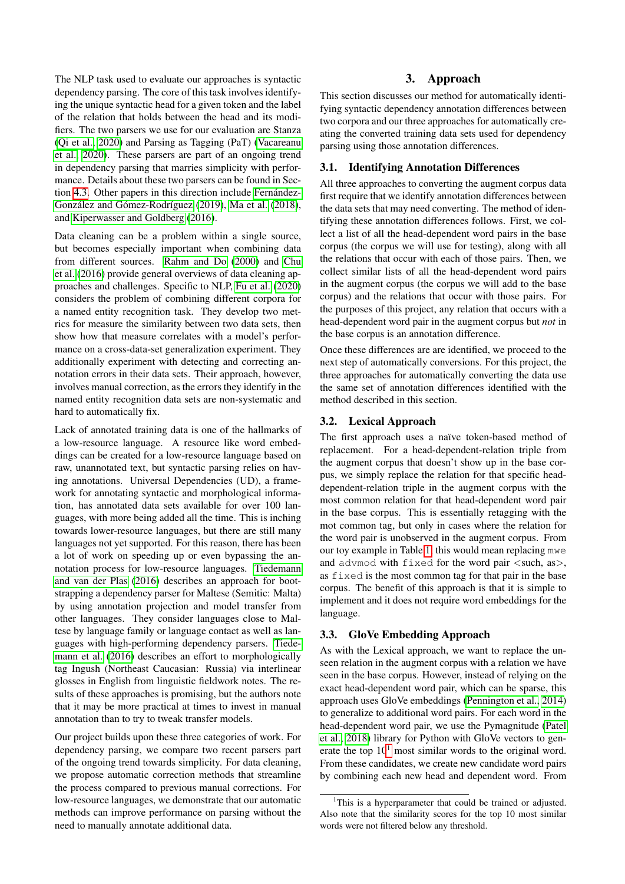The NLP task used to evaluate our approaches is syntactic dependency parsing. The core of this task involves identifying the unique syntactic head for a given token and the label of the relation that holds between the head and its modifiers. The two parsers we use for our evaluation are Stanza (Qi et al., 2020) and Parsing as Tagging (PaT) (Vacareanu et al., 2020). These parsers are part of an ongoing trend in dependency parsing that marries simplicity with performance. Details about these two parsers can be found in Section 4.3. Other papers in this direction include Fernández-González and Gómez-Rodríguez (2019), Ma et al. (2018), and Kiperwasser and Goldberg (2016).

Data cleaning can be a problem within a single source, but becomes especially important when combining data from different sources. Rahm and Do (2000) and Chu et al. (2016) provide general overviews of data cleaning approaches and challenges. Specific to NLP, Fu et al. (2020) considers the problem of combining different corpora for a named entity recognition task. They develop two metrics for measure the similarity between two data sets, then show how that measure correlates with a model's performance on a cross-data-set generalization experiment. They additionally experiment with detecting and correcting annotation errors in their data sets. Their approach, however, involves manual correction, as the errors they identify in the named entity recognition data sets are non-systematic and hard to automatically fix.

Lack of annotated training data is one of the hallmarks of a low-resource language. A resource like word embeddings can be created for a low-resource language based on raw, unannotated text, but syntactic parsing relies on having annotations. Universal Dependencies (UD), a framework for annotating syntactic and morphological information, has annotated data sets available for over 100 languages, with more being added all the time. This is inching towards lower-resource languages, but there are still many languages not yet supported. For this reason, there has been a lot of work on speeding up or even bypassing the annotation process for low-resource languages. Tiedemann and van der Plas (2016) describes an approach for bootstrapping a dependency parser for Maltese (Semitic: Malta) by using annotation projection and model transfer from other languages. They consider languages close to Maltese by language family or language contact as well as languages with high-performing dependency parsers. Tiedemann et al. (2016) describes an effort to morphologically tag Ingush (Northeast Caucasian: Russia) via interlinear glosses in English from linguistic fieldwork notes. The results of these approaches is promising, but the authors note that it may be more practical at times to invest in manual annotation than to try to tweak transfer models.

Our project builds upon these three categories of work. For dependency parsing, we compare two recent parsers part of the ongoing trend towards simplicity. For data cleaning, we propose automatic correction methods that streamline the process compared to previous manual corrections. For low-resource languages, we demonstrate that our automatic methods can improve performance on parsing without the need to manually annotate additional data.

# 3. Approach

This section discusses our method for automatically identifying syntactic dependency annotation differences between two corpora and our three approaches for automatically creating the converted training data sets used for dependency parsing using those annotation differences.

## 3.1. Identifying Annotation Differences

All three approaches to converting the augment corpus data first require that we identify annotation differences between the data sets that may need converting. The method of identifying these annotation differences follows. First, we collect a list of all the head-dependent word pairs in the base corpus (the corpus we will use for testing), along with all the relations that occur with each of those pairs. Then, we collect similar lists of all the head-dependent word pairs in the augment corpus (the corpus we will add to the base corpus) and the relations that occur with those pairs. For the purposes of this project, any relation that occurs with a head-dependent word pair in the augment corpus but *not* in the base corpus is an annotation difference.

Once these differences are are identified, we proceed to the next step of automatically conversions. For this project, the three approaches for automatically converting the data use the same set of annotation differences identified with the method described in this section.

## 3.2. Lexical Approach

The first approach uses a naïve token-based method of replacement. For a head-dependent-relation triple from the augment corpus that doesn't show up in the base corpus, we simply replace the relation for that specific head-dependent-relation triple in the augment corpus with the most common relation for that head-dependent word pair in the base corpus. This is essentially retagging with the mot common tag, but only in cases where the relation for the word pair is unobserved in the augment corpus. From our toy example in Table 1, this would mean replacing `mwe` and `advmod` with `fixed` for the word pair <such, as>, as `fixed` is the most common tag for that pair in the base corpus. The benefit of this approach is that it is simple to implement and it does not require word embeddings for the language.

## 3.3. GloVe Embedding Approach

As with the Lexical approach, we want to replace the unseen relation in the augment corpus with a relation we have seen in the base corpus. However, instead of relying on the exact head-dependent word pair, which can be sparse, this approach uses GloVe embeddings (Pennington et al., 2014) to generalize to additional word pairs. For each word in the head-dependent word pair, we use the Pymagnitude (Patel et al., 2018) library for Python with GloVe vectors to generate the top 10[1] most similar words to the original word. From these candidates, we create new candidate word pairs by combining each new head and dependent word. From

[1]This is a hyperparameter that could be trained or adjusted. Also note that the similarity scores for the top 10 most similar words were not filtered below any threshold.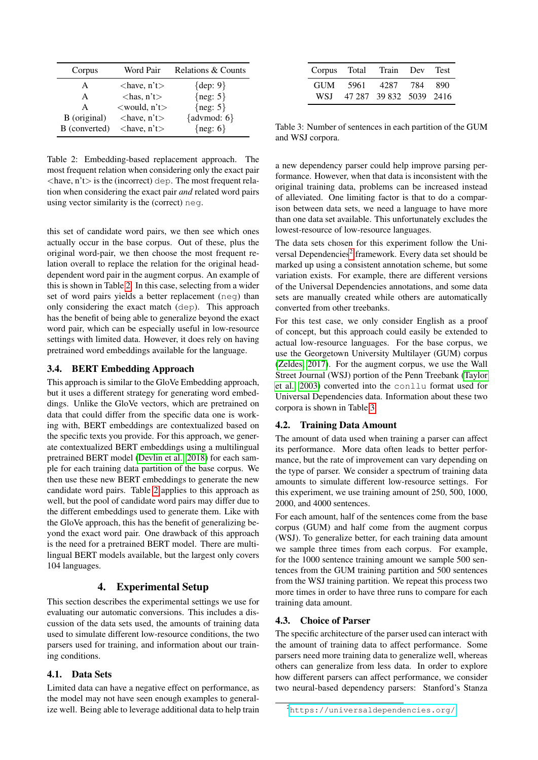| Corpus | Word Pair | Relations & Counts |
|---|---|---|
| A | <have, n't> | {dep: 9} |
| A | <has, n't> | {neg: 5} |
| A | <would, n't> | {neg: 5} |
| B (original) | <have, n't> | {advmod: 6} |
| B (converted) | <have, n't> | {neg: 6} |

Table 2: Embedding-based replacement approach. The most frequent relation when considering only the exact pair <have, n't> is the (incorrect) `dep`. The most frequent relation when considering the exact pair *and* related word pairs using vector similarity is the (correct) `neg`.

this set of candidate word pairs, we then see which ones actually occur in the base corpus. Out of these, plus the original word-pair, we then choose the most frequent relation overall to replace the relation for the original head-dependent word pair in the augment corpus. An example of this is shown in Table 2. In this case, selecting from a wider set of word pairs yields a better replacement (`neg`) than only considering the exact match (`dep`). This approach has the benefit of being able to generalize beyond the exact word pair, which can be especially useful in low-resource settings with limited data. However, it does rely on having pretrained word embeddings available for the language.

### 3.4. BERT Embedding Approach

This approach is similar to the GloVe Embedding approach, but it uses a different strategy for generating word embeddings. Unlike the GloVe vectors, which are pretrained on data that could differ from the specific data one is working with, BERT embeddings are contextualized based on the specific texts you provide. For this approach, we generate contextualized BERT embeddings using a multilingual pretrained BERT model (Devlin et al., 2018) for each sample for each training data partition of the base corpus. We then use these new BERT embeddings to generate the new candidate word pairs. Table 2 applies to this approach as well, but the pool of candidate word pairs may differ due to the different embeddings used to generate them. Like with the GloVe approach, this has the benefit of generalizing beyond the exact word pair. One drawback of this approach is the need for a pretrained BERT model. There are multilingual BERT models available, but the largest only covers 104 languages.

## 4. Experimental Setup

This section describes the experimental settings we use for evaluating our automatic conversions. This includes a discussion of the data sets used, the amounts of training data used to simulate different low-resource conditions, the two parsers used for training, and information about our training conditions.

### 4.1. Data Sets

Limited data can have a negative effect on performance, as the model may not have seen enough examples to generalize well. Being able to leverage additional data to help train a new dependency parser could help improve parsing performance. However, when that data is inconsistent with the original training data, problems can be increased instead of alleviated. One limiting factor is that to do a comparison between data sets, we need a language to have more than one data set available. This unfortunately excludes the lowest-resource of low-resource languages.

| Corpus | Total | Train | Dev | Test |
|---|---|---|---|---|
| GUM | 5961 | 4287 | 784 | 890 |
| WSJ | 47 287 | 39 832 | 5039 | 2416 |

Table 3: Number of sentences in each partition of the GUM and WSJ corpora.

The data sets chosen for this experiment follow the Universal Dependencies[2] framework. Every data set should be marked up using a consistent annotation scheme, but some variation exists. For example, there are different versions of the Universal Dependencies annotations, and some data sets are manually created while others are automatically converted from other treebanks.

For this test case, we only consider English as a proof of concept, but this approach could easily be extended to actual low-resource languages. For the base corpus, we use the Georgetown University Multilayer (GUM) corpus (Zeldes, 2017). For the augment corpus, we use the Wall Street Journal (WSJ) portion of the Penn Treebank (Taylor et al., 2003) converted into the `conllu` format used for Universal Dependencies data. Information about these two corpora is shown in Table 3.

### 4.2. Training Data Amount

The amount of data used when training a parser can affect its performance. More data often leads to better performance, but the rate of improvement can vary depending on the type of parser. We consider a spectrum of training data amounts to simulate different low-resource settings. For this experiment, we use training amount of 250, 500, 1000, 2000, and 4000 sentences.

For each amount, half of the sentences come from the base corpus (GUM) and half come from the augment corpus (WSJ). To generalize better, for each training data amount we sample three times from each corpus. For example, for the 1000 sentence training amount we sample 500 sentences from the GUM training partition and 500 sentences from the WSJ training partition. We repeat this process two more times in order to have three runs to compare for each training data amount.

### 4.3. Choice of Parser

The specific architecture of the parser used can interact with the amount of training data to affect performance. Some parsers need more training data to generalize well, whereas others can generalize from less data. In order to explore how different parsers can affect performance, we consider two neural-based dependency parsers: Stanford's Stanza

[2] https://universaldependencies.org/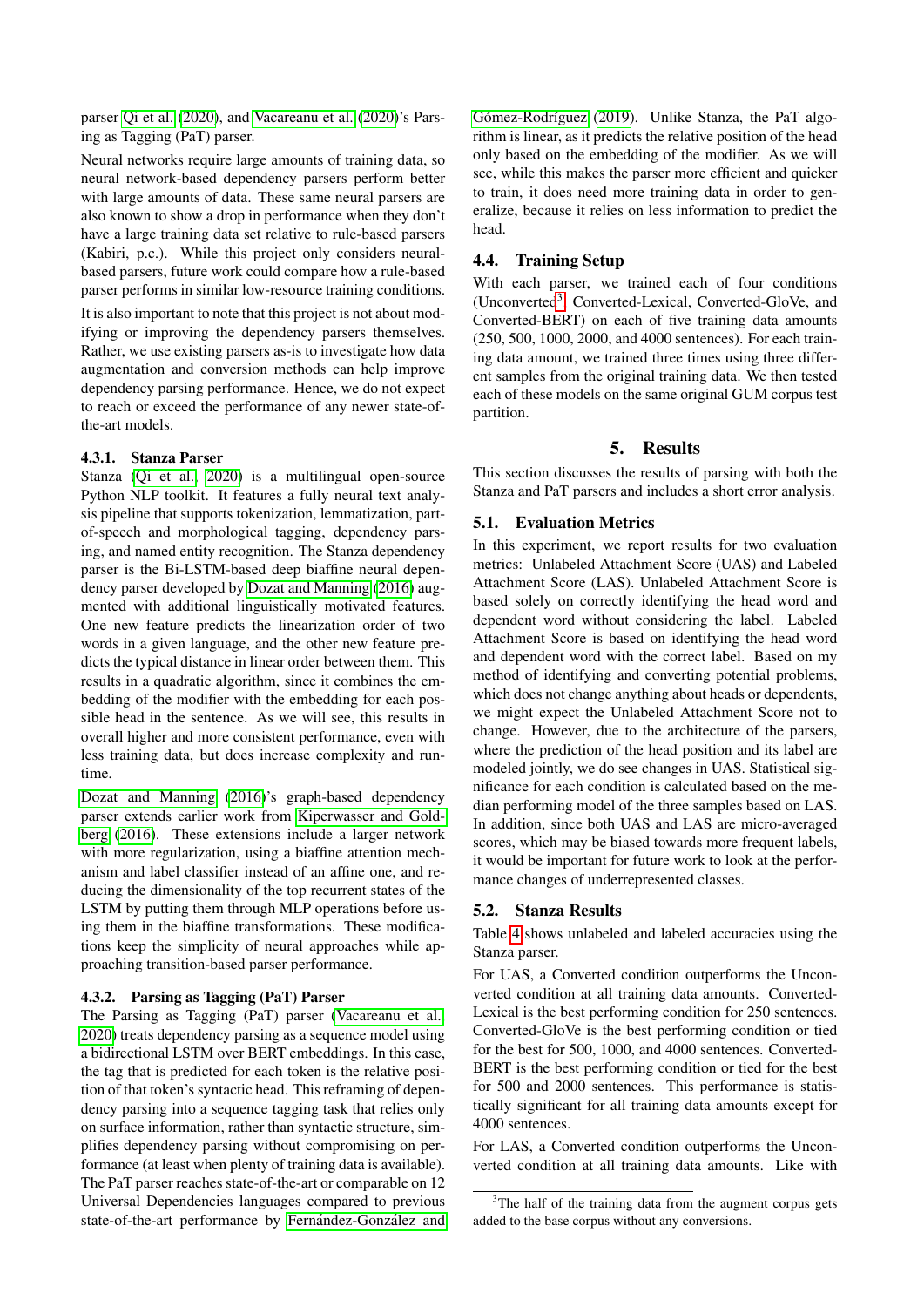parser Qi et al. (2020), and Vacareanu et al. (2020)'s Parsing as Tagging (PaT) parser.

Neural networks require large amounts of training data, so neural network-based dependency parsers perform better with large amounts of data. These same neural parsers are also known to show a drop in performance when they don't have a large training data set relative to rule-based parsers (Kabiri, p.c.). While this project only considers neural-based parsers, future work could compare how a rule-based parser performs in similar low-resource training conditions.

It is also important to note that this project is not about modifying or improving the dependency parsers themselves. Rather, we use existing parsers as-is to investigate how data augmentation and conversion methods can help improve dependency parsing performance. Hence, we do not expect to reach or exceed the performance of any newer state-of-the-art models.

#### 4.3.1. Stanza Parser

Stanza (Qi et al., 2020) is a multilingual open-source Python NLP toolkit. It features a fully neural text analysis pipeline that supports tokenization, lemmatization, part-of-speech and morphological tagging, dependency parsing, and named entity recognition. The Stanza dependency parser is the Bi-LSTM-based deep biaffine neural dependency parser developed by Dozat and Manning (2016) augmented with additional linguistically motivated features. One new feature predicts the linearization order of two words in a given language, and the other new feature predicts the typical distance in linear order between them. This results in a quadratic algorithm, since it combines the embedding of the modifier with the embedding for each possible head in the sentence. As we will see, this results in overall higher and more consistent performance, even with less training data, but does increase complexity and runtime.

Dozat and Manning (2016)'s graph-based dependency parser extends earlier work from Kiperwasser and Goldberg (2016). These extensions include a larger network with more regularization, using a biaffine attention mechanism and label classifier instead of an affine one, and reducing the dimensionality of the top recurrent states of the LSTM by putting them through MLP operations before using them in the biaffine transformations. These modifications keep the simplicity of neural approaches while approaching transition-based parser performance.

#### 4.3.2. Parsing as Tagging (PaT) Parser

The Parsing as Tagging (PaT) parser (Vacareanu et al., 2020) treats dependency parsing as a sequence model using a bidirectional LSTM over BERT embeddings. In this case, the tag that is predicted for each token is the relative position of that token's syntactic head. This reframing of dependency parsing into a sequence tagging task that relies only on surface information, rather than syntactic structure, simplifies dependency parsing without compromising on performance (at least when plenty of training data is available). The PaT parser reaches state-of-the-art or comparable on 12 Universal Dependencies languages compared to previous state-of-the-art performance by Fernández-González and Gómez-Rodríguez (2019). Unlike Stanza, the PaT algorithm is linear, as it predicts the relative position of the head only based on the embedding of the modifier. As we will see, while this makes the parser more efficient and quicker to train, it does need more training data in order to generalize, because it relies on less information to predict the head.

### 4.4. Training Setup

With each parser, we trained each of four conditions (Unconverted[3], Converted-Lexical, Converted-GloVe, and Converted-BERT) on each of five training data amounts (250, 500, 1000, 2000, and 4000 sentences). For each training data amount, we trained three times using three different samples from the original training data. We then tested each of these models on the same original GUM corpus test partition.

## 5. Results

This section discusses the results of parsing with both the Stanza and PaT parsers and includes a short error analysis.

### 5.1. Evaluation Metrics

In this experiment, we report results for two evaluation metrics: Unlabeled Attachment Score (UAS) and Labeled Attachment Score (LAS). Unlabeled Attachment Score is based solely on correctly identifying the head word and dependent word without considering the label. Labeled Attachment Score is based on identifying the head word and dependent word with the correct label. Based on my method of identifying and converting potential problems, which does not change anything about heads or dependents, we might expect the Unlabeled Attachment Score not to change. However, due to the architecture of the parsers, where the prediction of the head position and its label are modeled jointly, we do see changes in UAS. Statistical significance for each condition is calculated based on the median performing model of the three samples based on LAS. In addition, since both UAS and LAS are micro-averaged scores, which may be biased towards more frequent labels, it would be important for future work to look at the performance changes of underrepresented classes.

### 5.2. Stanza Results

Table 4 shows unlabeled and labeled accuracies using the Stanza parser.

For UAS, a Converted condition outperforms the Unconverted condition at all training data amounts. Converted-Lexical is the best performing condition for 250 sentences. Converted-GloVe is the best performing condition or tied for the best for 500, 1000, and 4000 sentences. Converted-BERT is the best performing condition or tied for the best for 500 and 2000 sentences. This performance is statistically significant for all training data amounts except for 4000 sentences.

For LAS, a Converted condition outperforms the Unconverted condition at all training data amounts. Like with

[3] The half of the training data from the augment corpus gets added to the base corpus without any conversions.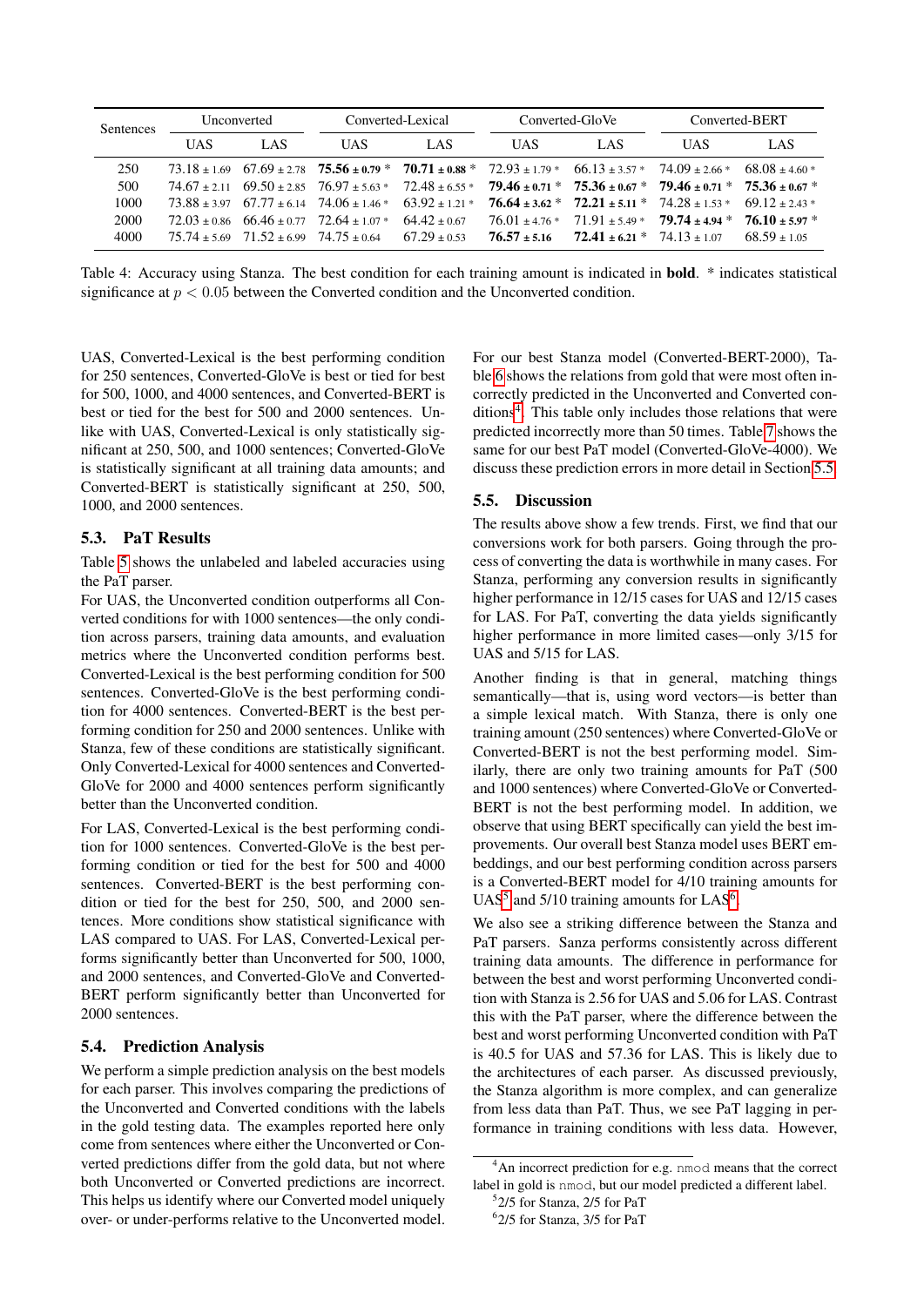| Sentences | Unconverted | | Converted-Lexical | | Converted-GloVe | | Converted-BERT | |
|---|---|---|---|---|---|---|---|---|
| | UAS | LAS | UAS | LAS | UAS | LAS | UAS | LAS |
| 250 | 73.18 ± 1.69 | 67.69 ± 2.78 | **75.56 ± 0.79** * | **70.71 ± 0.88** * | 72.93 ± 1.79 * | 66.13 ± 3.57 * | 74.09 ± 2.66 * | 68.08 ± 4.60 * |
| 500 | 74.67 ± 2.11 | 69.50 ± 2.85 | 76.97 ± 5.63 * | 72.48 ± 6.55 * | **79.46 ± 0.71** * | **75.36 ± 0.67** * | **79.46 ± 0.71** * | **75.36 ± 0.67** * |
| 1000 | 73.88 ± 3.97 | 67.77 ± 6.14 | 74.06 ± 1.46 * | 63.92 ± 1.21 * | **76.64 ± 3.62** * | **72.21 ± 5.11** * | 74.28 ± 1.53 * | 69.12 ± 2.43 * |
| 2000 | 72.03 ± 0.86 | 66.46 ± 0.77 | 72.64 ± 1.07 * | 64.42 ± 0.67 | 76.01 ± 4.76 * | 71.91 ± 5.49 * | **79.74 ± 4.94** * | **76.10 ± 5.97** * |
| 4000 | 75.74 ± 5.69 | 71.52 ± 6.99 | 74.75 ± 0.64 | 67.29 ± 0.53 | **76.57 ± 5.16** | **72.41 ± 6.21** * | 74.13 ± 1.07 | 68.59 ± 1.05 |

Table 4: Accuracy using Stanza. The best condition for each training amount is indicated in **bold**. * indicates statistical significance at $p < 0.05$ between the Converted condition and the Unconverted condition.

UAS, Converted-Lexical is the best performing condition for 250 sentences, Converted-GloVe is best or tied for best for 500, 1000, and 4000 sentences, and Converted-BERT is best or tied for the best for 500 and 2000 sentences. Unlike with UAS, Converted-Lexical is only statistically significant at 250, 500, and 1000 sentences; Converted-GloVe is statistically significant at all training data amounts; and Converted-BERT is statistically significant at 250, 500, 1000, and 2000 sentences.

### 5.3. PaT Results

Table 5 shows the unlabeled and labeled accuracies using the PaT parser.

For UAS, the Unconverted condition outperforms all Converted conditions for with 1000 sentences—the only condition across parsers, training data amounts, and evaluation metrics where the Unconverted condition performs best. Converted-Lexical is the best performing condition for 500 sentences. Converted-GloVe is the best performing condition for 4000 sentences. Converted-BERT is the best performing condition for 250 and 2000 sentences. Unlike with Stanza, few of these conditions are statistically significant. Only Converted-Lexical for 4000 sentences and Converted-GloVe for 2000 and 4000 sentences perform significantly better than the Unconverted condition.

For LAS, Converted-Lexical is the best performing condition for 1000 sentences. Converted-GloVe is the best performing condition or tied for the best for 500 and 4000 sentences. Converted-BERT is the best performing condition or tied for the best for 250, 500, and 2000 sentences. More conditions show statistical significance with LAS compared to UAS. For LAS, Converted-Lexical performs significantly better than Unconverted for 500, 1000, and 2000 sentences, and Converted-GloVe and Converted-BERT perform significantly better than Unconverted for 2000 sentences.

### 5.4. Prediction Analysis

We perform a simple prediction analysis on the best models for each parser. This involves comparing the predictions of the Unconverted and Converted conditions with the labels in the gold testing data. The examples reported here only come from sentences where either the Unconverted or Converted predictions differ from the gold data, but not where both Unconverted or Converted predictions are incorrect. This helps us identify where our Converted model uniquely over- or under-performs relative to the Unconverted model.

For our best Stanza model (Converted-BERT-2000), Table 6 shows the relations from gold that were most often incorrectly predicted in the Unconverted and Converted conditions[4]. This table only includes those relations that were predicted incorrectly more than 50 times. Table 7 shows the same for our best PaT model (Converted-GloVe-4000). We discuss these prediction errors in more detail in Section 5.5.

### 5.5. Discussion

The results above show a few trends. First, we find that our conversions work for both parsers. Going through the process of converting the data is worthwhile in many cases. For Stanza, performing any conversion results in significantly higher performance in 12/15 cases for UAS and 12/15 cases for LAS. For PaT, converting the data yields significantly higher performance in more limited cases—only 3/15 for UAS and 5/15 for LAS.

Another finding is that in general, matching things semantically—that is, using word vectors—is better than a simple lexical match. With Stanza, there is only one training amount (250 sentences) where Converted-GloVe or Converted-BERT is not the best performing model. Similarly, there are only two training amounts for PaT (500 and 1000 sentences) where Converted-GloVe or Converted-BERT is not the best performing model. In addition, we observe that using BERT specifically can yield the best improvements. Our overall best Stanza model uses BERT embeddings, and our best performing condition across parsers is a Converted-BERT model for 4/10 training amounts for UAS[5] and 5/10 training amounts for LAS[6].

We also see a striking difference between the Stanza and PaT parsers. Sanza performs consistently across different training data amounts. The difference in performance for between the best and worst performing Unconverted condition with Stanza is 2.56 for UAS and 5.06 for LAS. Contrast this with the PaT parser, where the difference between the best and worst performing Unconverted condition with PaT is 40.5 for UAS and 57.36 for LAS. This is likely due to the architectures of each parser. As discussed previously, the Stanza algorithm is more complex, and can generalize from less data than PaT. Thus, we see PaT lagging in performance in training conditions with less data. However,

[4] An incorrect prediction for e.g. nmod means that the correct label in gold is nmod, but our model predicted a different label.

[5] 2/5 for Stanza, 2/5 for PaT

[6] 2/5 for Stanza, 3/5 for PaT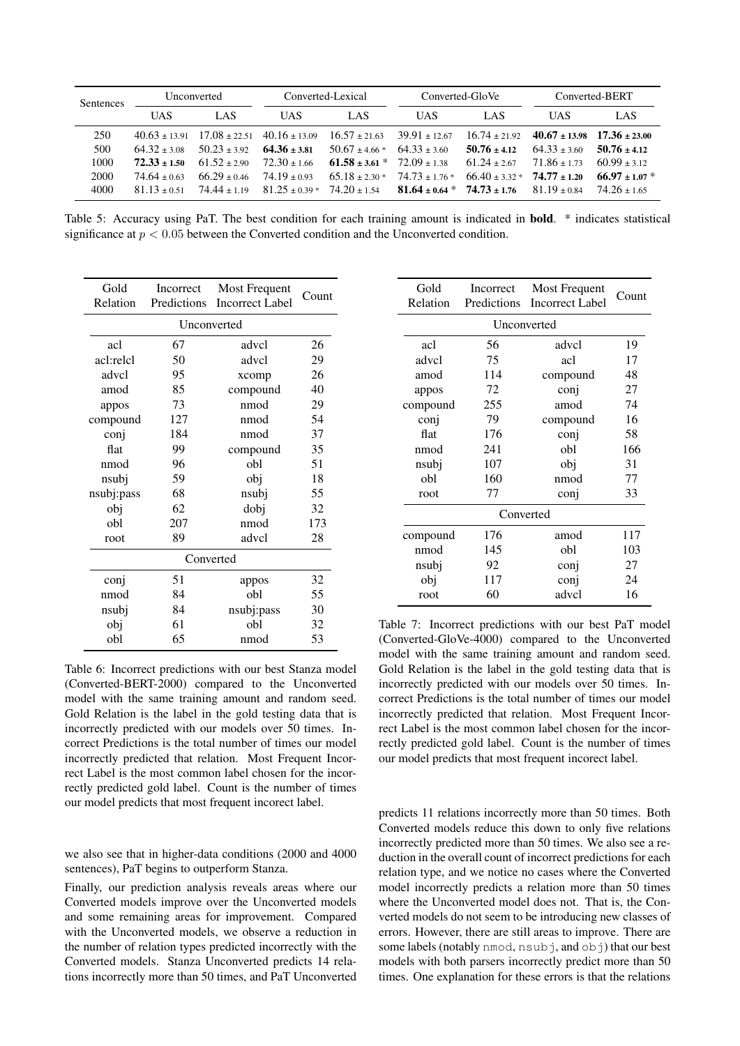| Sentences | Unconverted | | Converted-Lexical | | Converted-GloVe | | Converted-BERT | |
|---|---|---|---|---|---|---|---|---|
| | UAS | LAS | UAS | LAS | UAS | LAS | UAS | LAS |
| 250 | 40.63 ± 13.91 | 17.08 ± 22.51 | 40.16 ± 13.09 | 16.57 ± 21.63 | 39.91 ± 12.67 | 16.74 ± 21.92 | **40.67 ± 13.98** | **17.36 ± 23.00** |
| 500 | 64.32 ± 3.08 | 50.23 ± 3.92 | **64.36 ± 3.81** | 50.67 ± 4.66 * | 64.33 ± 3.60 | **50.76 ± 4.12** | 64.33 ± 3.60 | **50.76 ± 4.12** |
| 1000 | **72.33 ± 1.50** | 61.52 ± 2.90 | 72.30 ± 1.66 | **61.58 ± 3.61** * | 72.09 ± 1.38 | 61.24 ± 2.67 | 71.86 ± 1.73 | 60.99 ± 3.12 |
| 2000 | 74.64 ± 0.63 | 66.29 ± 0.46 | 74.19 ± 0.93 | 65.18 ± 2.30 * | 74.73 ± 1.76 * | 66.40 ± 3.32 * | **74.77 ± 1.20** | **66.97 ± 1.07** * |
| 4000 | 81.13 ± 0.51 | 74.44 ± 1.19 | 81.25 ± 0.39 * | 74.20 ± 1.54 | **81.64 ± 0.64** * | **74.73 ± 1.76** | 81.19 ± 0.84 | 74.26 ± 1.65 |

Table 5: Accuracy using PaT. The best condition for each training amount is indicated in **bold**. * indicates statistical significance at $p < 0.05$ between the Converted condition and the Unconverted condition.

| Gold Relation | Incorrect Predictions | Most Frequent Incorrect Label | Count |
|---|---|---|---|
| Unconverted | | | |
| acl | 67 | advcl | 26 |
| acl:relcl | 50 | advcl | 29 |
| advcl | 95 | xcomp | 26 |
| amod | 85 | compound | 40 |
| appos | 73 | nmod | 29 |
| compound | 127 | nmod | 54 |
| conj | 184 | nmod | 37 |
| flat | 99 | compound | 35 |
| nmod | 96 | obl | 51 |
| nsubj | 59 | obj | 18 |
| nsubj:pass | 68 | nsubj | 55 |
| obj | 62 | dobj | 32 |
| obl | 207 | nmod | 173 |
| root | 89 | advcl | 28 |
| Converted | | | |
| conj | 51 | appos | 32 |
| nmod | 84 | obl | 55 |
| nsubj | 84 | nsubj:pass | 30 |
| obj | 61 | obl | 32 |
| obl | 65 | nmod | 53 |

Table 6: Incorrect predictions with our best Stanza model (Converted-BERT-2000) compared to the Unconverted model with the same training amount and random seed. Gold Relation is the label in the gold testing data that is incorrectly predicted with our models over 50 times. Incorrect Predictions is the total number of times our model incorrectly predicted that relation. Most Frequent Incorrect Label is the most common label chosen for the incorrectly predicted gold label. Count is the number of times our model predicts that most frequent incorect label.

| Gold Relation | Incorrect Predictions | Most Frequent Incorrect Label | Count |
|---|---|---|---|
| Unconverted | | | |
| acl | 56 | advcl | 19 |
| advcl | 75 | acl | 17 |
| amod | 114 | compound | 48 |
| appos | 72 | conj | 27 |
| compound | 255 | amod | 74 |
| conj | 79 | compound | 16 |
| flat | 176 | conj | 58 |
| nmod | 241 | obl | 166 |
| nsubj | 107 | obj | 31 |
| obl | 160 | nmod | 77 |
| root | 77 | conj | 33 |
| Converted | | | |
| compound | 176 | amod | 117 |
| nmod | 145 | obl | 103 |
| nsubj | 92 | conj | 27 |
| obj | 117 | conj | 24 |
| root | 60 | advcl | 16 |

Table 7: Incorrect predictions with our best PaT model (Converted-GloVe-4000) compared to the Unconverted model with the same training amount and random seed. Gold Relation is the label in the gold testing data that is incorrectly predicted with our models over 50 times. Incorrect Predictions is the total number of times our model incorrectly predicted that relation. Most Frequent Incorrect Label is the most common label chosen for the incorrectly predicted gold label. Count is the number of times our model predicts that most frequent incorect label.

we also see that in higher-data conditions (2000 and 4000 sentences), PaT begins to outperform Stanza.

Finally, our prediction analysis reveals areas where our Converted models improve over the Unconverted models and some remaining areas for improvement. Compared with the Unconverted models, we observe a reduction in the number of relation types predicted incorrectly with the Converted models. Stanza Unconverted predicts 14 relations incorrectly more than 50 times, and PaT Unconverted predicts 11 relations incorrectly more than 50 times. Both Converted models reduce this down to only five relations incorrectly predicted more than 50 times. We also see a reduction in the overall count of incorrect predictions for each relation type, and we notice no cases where the Converted model incorrectly predicts a relation more than 50 times where the Unconverted model does not. That is, the Converted models do not seem to be introducing new classes of errors. However, there are still areas to improve. There are some labels (notably `nmod`, `nsubj`, and `obj`) that our best models with both parsers incorrectly predict more than 50 times. One explanation for these errors is that the relations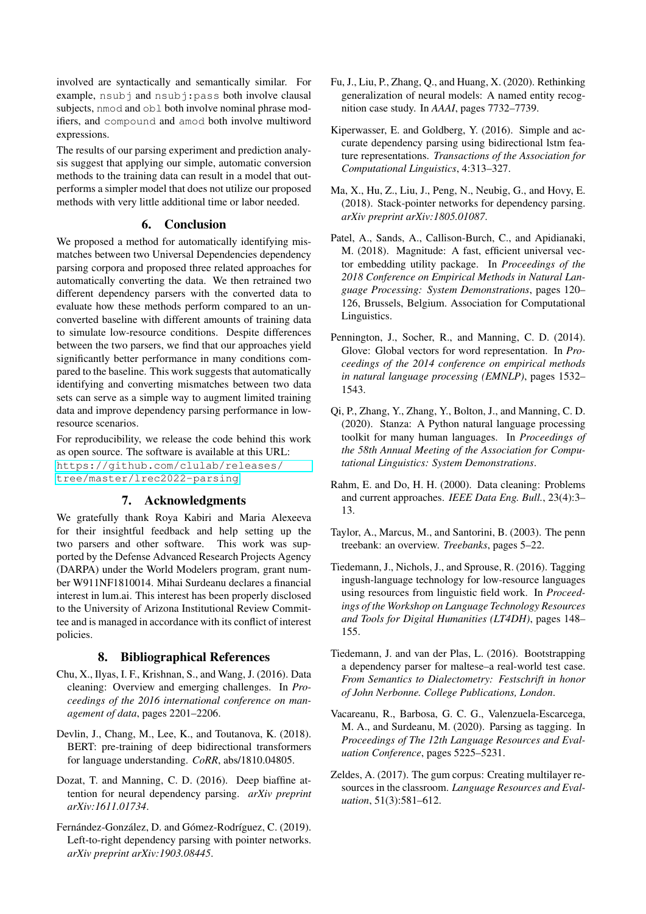involved are syntactically and semantically similar. For example, `nsubj` and `nsubj:pass` both involve clausal subjects, `nmod` and `obl` both involve nominal phrase modifiers, and `compound` and `amod` both involve multiword expressions.

The results of our parsing experiment and prediction analysis suggest that applying our simple, automatic conversion methods to the training data can result in a model that outperforms a simpler model that does not utilize our proposed methods with very little additional time or labor needed.

## 6. Conclusion

We proposed a method for automatically identifying mismatches between two Universal Dependencies dependency parsing corpora and proposed three related approaches for automatically converting the data. We then retrained two different dependency parsers with the converted data to evaluate how these methods perform compared to an unconverted baseline with different amounts of training data to simulate low-resource conditions. Despite differences between the two parsers, we find that our approaches yield significantly better performance in many conditions compared to the baseline. This work suggests that automatically identifying and converting mismatches between two data sets can serve as a simple way to augment limited training data and improve dependency parsing performance in low-resource scenarios.

For reproducibility, we release the code behind this work as open source. The software is available at this URL: https://github.com/clulab/releases/tree/master/lrec2022-parsing

## 7. Acknowledgments

We gratefully thank Roya Kabiri and Maria Alexeeva for their insightful feedback and help setting up the two parsers and other software. This work was supported by the Defense Advanced Research Projects Agency (DARPA) under the World Modelers program, grant number W911NF1810014. Mihai Surdeanu declares a financial interest in lum.ai. This interest has been properly disclosed to the University of Arizona Institutional Review Committee and is managed in accordance with its conflict of interest policies.

## 8. Bibliographical References

Chu, X., Ilyas, I. F., Krishnan, S., and Wang, J. (2016). Data cleaning: Overview and emerging challenges. In *Proceedings of the 2016 international conference on management of data*, pages 2201–2206.

Devlin, J., Chang, M., Lee, K., and Toutanova, K. (2018). BERT: pre-training of deep bidirectional transformers for language understanding. *CoRR*, abs/1810.04805.

Dozat, T. and Manning, C. D. (2016). Deep biaffine attention for neural dependency parsing. *arXiv preprint arXiv:1611.01734*.

Fernández-González, D. and Gómez-Rodríguez, C. (2019). Left-to-right dependency parsing with pointer networks. *arXiv preprint arXiv:1903.08445*.

Fu, J., Liu, P., Zhang, Q., and Huang, X. (2020). Rethinking generalization of neural models: A named entity recognition case study. In *AAAI*, pages 7732–7739.

Kiperwasser, E. and Goldberg, Y. (2016). Simple and accurate dependency parsing using bidirectional lstm feature representations. *Transactions of the Association for Computational Linguistics*, 4:313–327.

Ma, X., Hu, Z., Liu, J., Peng, N., Neubig, G., and Hovy, E. (2018). Stack-pointer networks for dependency parsing. *arXiv preprint arXiv:1805.01087*.

Patel, A., Sands, A., Callison-Burch, C., and Apidianaki, M. (2018). Magnitude: A fast, efficient universal vector embedding utility package. In *Proceedings of the 2018 Conference on Empirical Methods in Natural Language Processing: System Demonstrations*, pages 120–126, Brussels, Belgium. Association for Computational Linguistics.

Pennington, J., Socher, R., and Manning, C. D. (2014). Glove: Global vectors for word representation. In *Proceedings of the 2014 conference on empirical methods in natural language processing (EMNLP)*, pages 1532–1543.

Qi, P., Zhang, Y., Zhang, Y., Bolton, J., and Manning, C. D. (2020). Stanza: A Python natural language processing toolkit for many human languages. In *Proceedings of the 58th Annual Meeting of the Association for Computational Linguistics: System Demonstrations*.

Rahm, E. and Do, H. H. (2000). Data cleaning: Problems and current approaches. *IEEE Data Eng. Bull.*, 23(4):3–13.

Taylor, A., Marcus, M., and Santorini, B. (2003). The penn treebank: an overview. *Treebanks*, pages 5–22.

Tiedemann, J., Nichols, J., and Sprouse, R. (2016). Tagging ingush-language technology for low-resource languages using resources from linguistic field work. In *Proceedings of the Workshop on Language Technology Resources and Tools for Digital Humanities (LT4DH)*, pages 148–155.

Tiedemann, J. and van der Plas, L. (2016). Bootstrapping a dependency parser for maltese–a real-world test case. *From Semantics to Dialectometry: Festschrift in honor of John Nerbonne. College Publications, London*.

Vacareanu, R., Barbosa, G. C. G., Valenzuela-Escarcega, M. A., and Surdeanu, M. (2020). Parsing as tagging. In *Proceedings of The 12th Language Resources and Evaluation Conference*, pages 5225–5231.

Zeldes, A. (2017). The gum corpus: Creating multilayer resources in the classroom. *Language Resources and Evaluation*, 51(3):581–612.